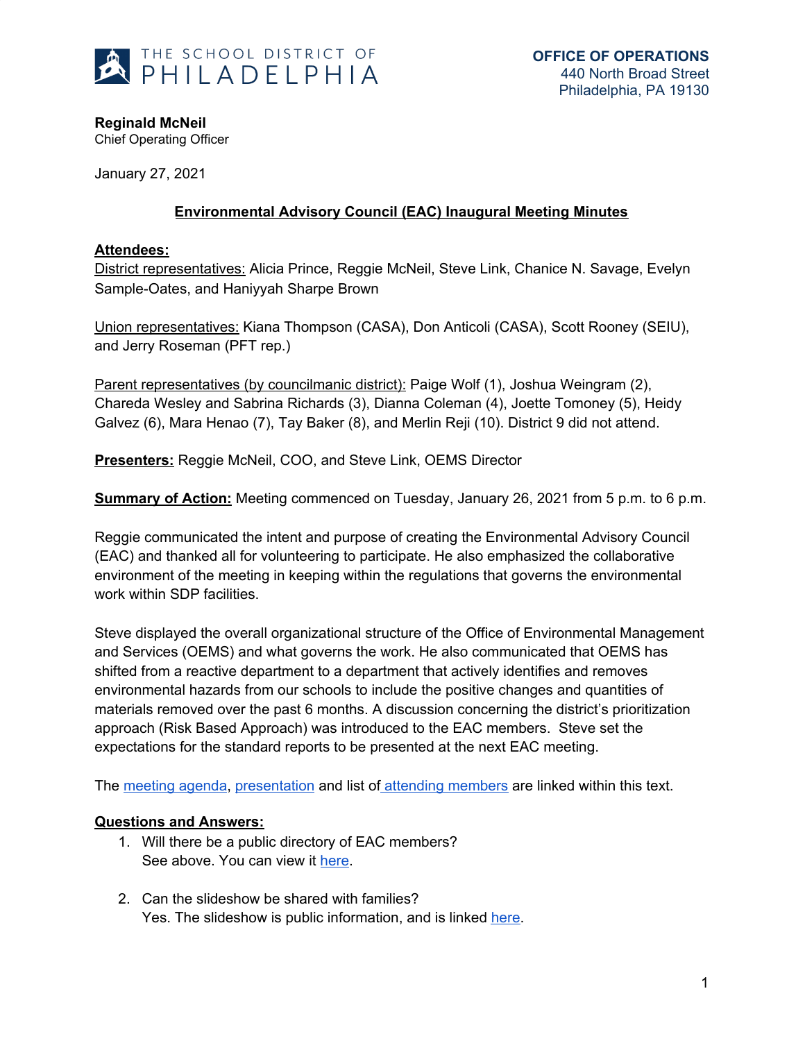THE SCHOOL DISTRICT OF PHILADELPHIA

**OFFICE OF OPERATIONS**
440 North Broad Street
Philadelphia, PA 19130

**Reginald McNeil**
Chief Operating Officer

January 27, 2021

## Environmental Advisory Council (EAC) Inaugural Meeting Minutes

**Attendees:**

District representatives: Alicia Prince, Reggie McNeil, Steve Link, Chanice N. Savage, Evelyn Sample-Oates, and Haniyyah Sharpe Brown

Union representatives: Kiana Thompson (CASA), Don Anticoli (CASA), Scott Rooney (SEIU), and Jerry Roseman (PFT rep.)

Parent representatives (by councilmanic district): Paige Wolf (1), Joshua Weingram (2), Chareda Wesley and Sabrina Richards (3), Dianna Coleman (4), Joette Tomoney (5), Heidy Galvez (6), Mara Henao (7), Tay Baker (8), and Merlin Reji (10). District 9 did not attend.

**Presenters:** Reggie McNeil, COO, and Steve Link, OEMS Director

**Summary of Action:** Meeting commenced on Tuesday, January 26, 2021 from 5 p.m. to 6 p.m.

Reggie communicated the intent and purpose of creating the Environmental Advisory Council (EAC) and thanked all for volunteering to participate. He also emphasized the collaborative environment of the meeting in keeping within the regulations that governs the environmental work within SDP facilities.

Steve displayed the overall organizational structure of the Office of Environmental Management and Services (OEMS) and what governs the work. He also communicated that OEMS has shifted from a reactive department to a department that actively identifies and removes environmental hazards from our schools to include the positive changes and quantities of materials removed over the past 6 months. A discussion concerning the district's prioritization approach (Risk Based Approach) was introduced to the EAC members. Steve set the expectations for the standard reports to be presented at the next EAC meeting.

The meeting agenda, presentation and list of attending members are linked within this text.

**Questions and Answers:**

1. Will there be a public directory of EAC members?
   See above. You can view it here.

2. Can the slideshow be shared with families?
   Yes. The slideshow is public information, and is linked here.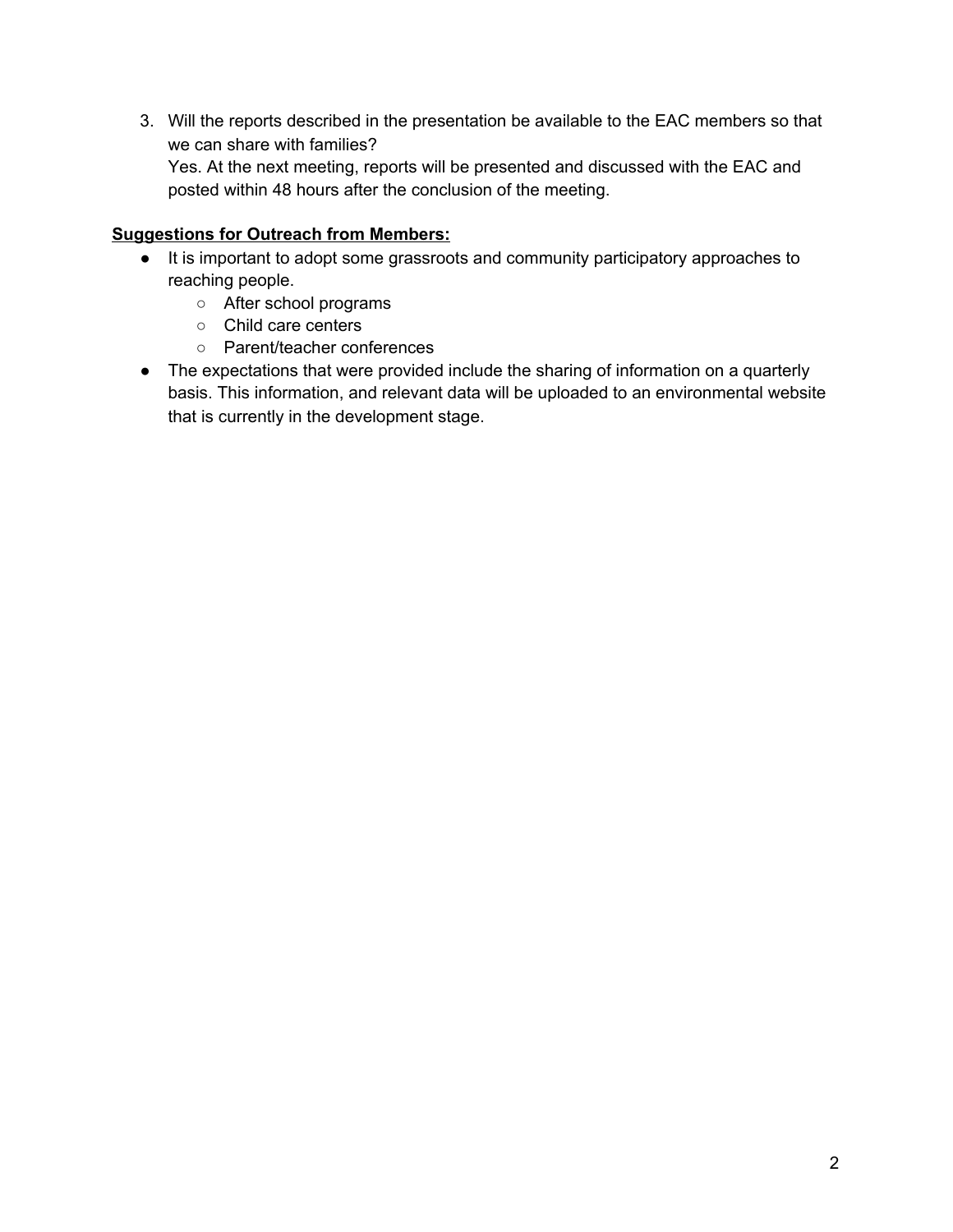3. Will the reports described in the presentation be available to the EAC members so that we can share with families?
   Yes. At the next meeting, reports will be presented and discussed with the EAC and posted within 48 hours after the conclusion of the meeting.

**<u>Suggestions for Outreach from Members:</u>**

- It is important to adopt some grassroots and community participatory approaches to reaching people.
  - After school programs
  - Child care centers
  - Parent/teacher conferences
- The expectations that were provided include the sharing of information on a quarterly basis. This information, and relevant data will be uploaded to an environmental website that is currently in the development stage.